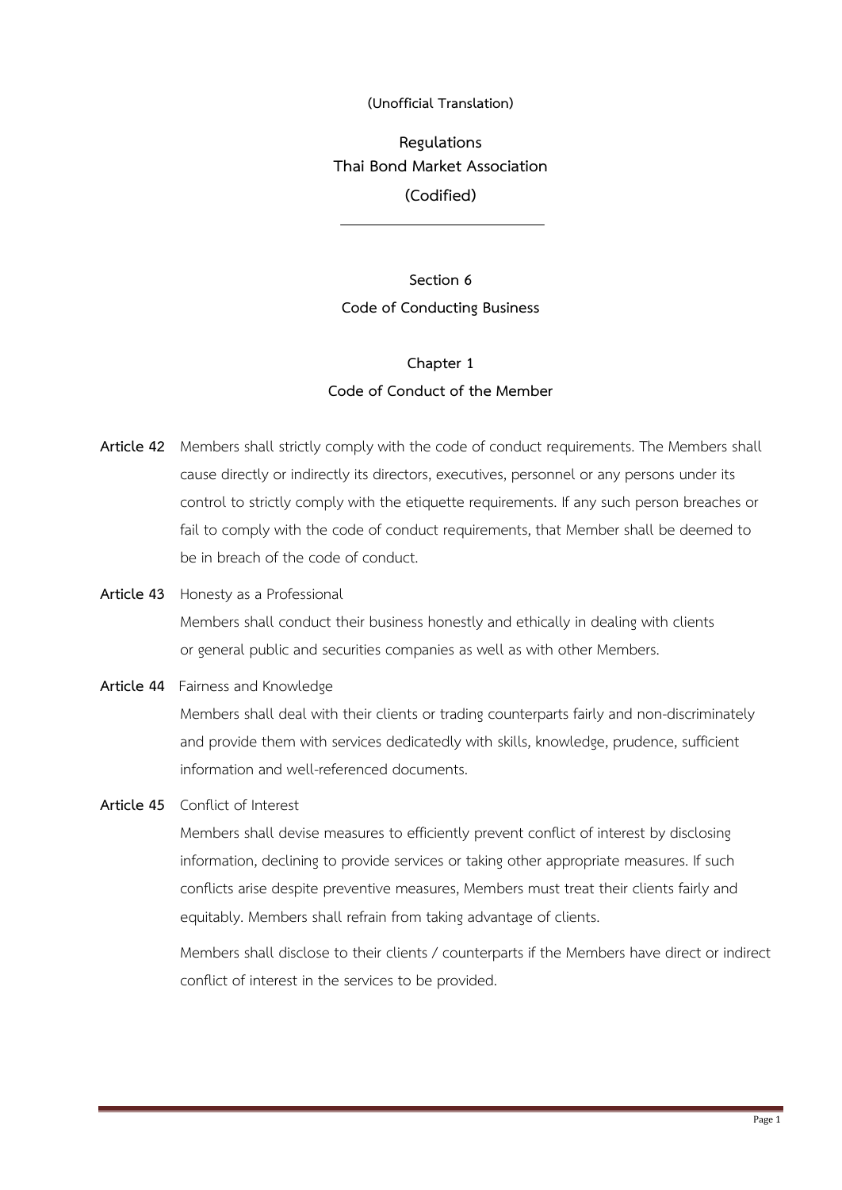(Unofficial Translation)

# Regulations
# Thai Bond Market Association
# (Codified)

---

## Section 6
## Code of Conducting Business

### Chapter 1
### Code of Conduct of the Member

**Article 42** Members shall strictly comply with the code of conduct requirements. The Members shall cause directly or indirectly its directors, executives, personnel or any persons under its control to strictly comply with the etiquette requirements. If any such person breaches or fail to comply with the code of conduct requirements, that Member shall be deemed to be in breach of the code of conduct.

**Article 43** Honesty as a Professional

Members shall conduct their business honestly and ethically in dealing with clients or general public and securities companies as well as with other Members.

**Article 44** Fairness and Knowledge

Members shall deal with their clients or trading counterparts fairly and non-discriminately and provide them with services dedicatedly with skills, knowledge, prudence, sufficient information and well-referenced documents.

**Article 45** Conflict of Interest

Members shall devise measures to efficiently prevent conflict of interest by disclosing information, declining to provide services or taking other appropriate measures. If such conflicts arise despite preventive measures, Members must treat their clients fairly and equitably. Members shall refrain from taking advantage of clients.

Members shall disclose to their clients / counterparts if the Members have direct or indirect conflict of interest in the services to be provided.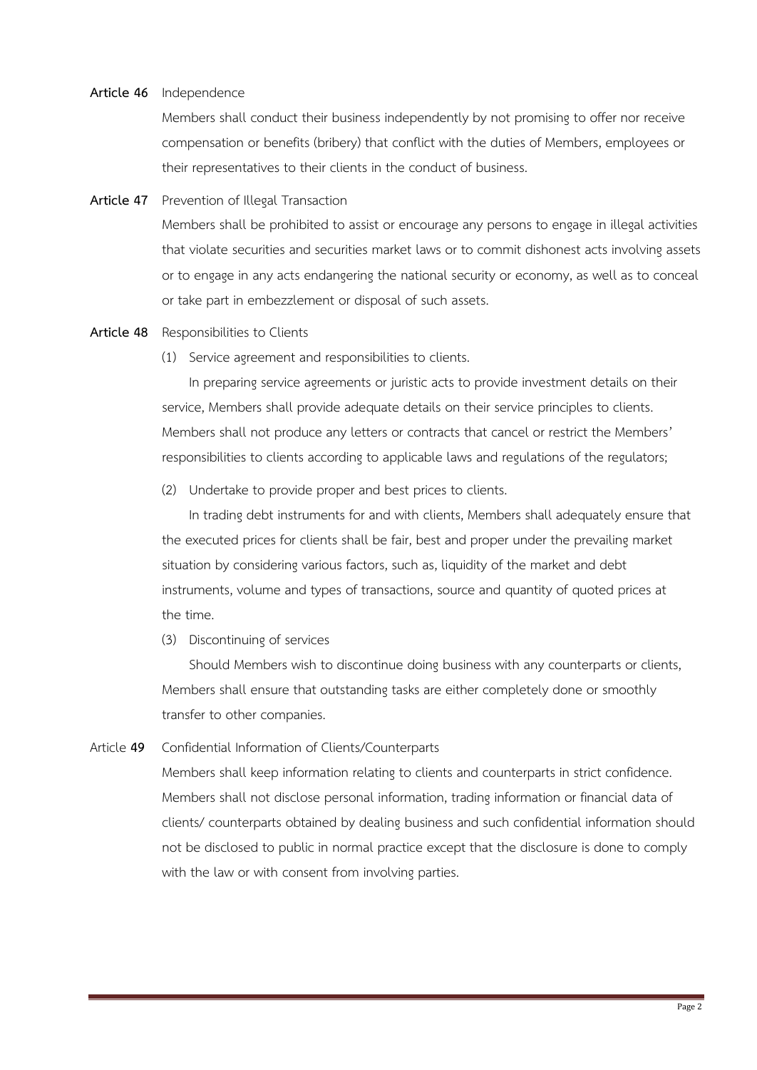**Article 46** Independence

Members shall conduct their business independently by not promising to offer nor receive compensation or benefits (bribery) that conflict with the duties of Members, employees or their representatives to their clients in the conduct of business.

**Article 47** Prevention of Illegal Transaction

Members shall be prohibited to assist or encourage any persons to engage in illegal activities that violate securities and securities market laws or to commit dishonest acts involving assets or to engage in any acts endangering the national security or economy, as well as to conceal or take part in embezzlement or disposal of such assets.

**Article 48** Responsibilities to Clients

(1) Service agreement and responsibilities to clients.

In preparing service agreements or juristic acts to provide investment details on their service, Members shall provide adequate details on their service principles to clients. Members shall not produce any letters or contracts that cancel or restrict the Members' responsibilities to clients according to applicable laws and regulations of the regulators;

(2) Undertake to provide proper and best prices to clients.

In trading debt instruments for and with clients, Members shall adequately ensure that the executed prices for clients shall be fair, best and proper under the prevailing market situation by considering various factors, such as, liquidity of the market and debt instruments, volume and types of transactions, source and quantity of quoted prices at the time.

(3) Discontinuing of services

Should Members wish to discontinue doing business with any counterparts or clients, Members shall ensure that outstanding tasks are either completely done or smoothly transfer to other companies.

Article **49** Confidential Information of Clients/Counterparts

Members shall keep information relating to clients and counterparts in strict confidence. Members shall not disclose personal information, trading information or financial data of clients/ counterparts obtained by dealing business and such confidential information should not be disclosed to public in normal practice except that the disclosure is done to comply with the law or with consent from involving parties.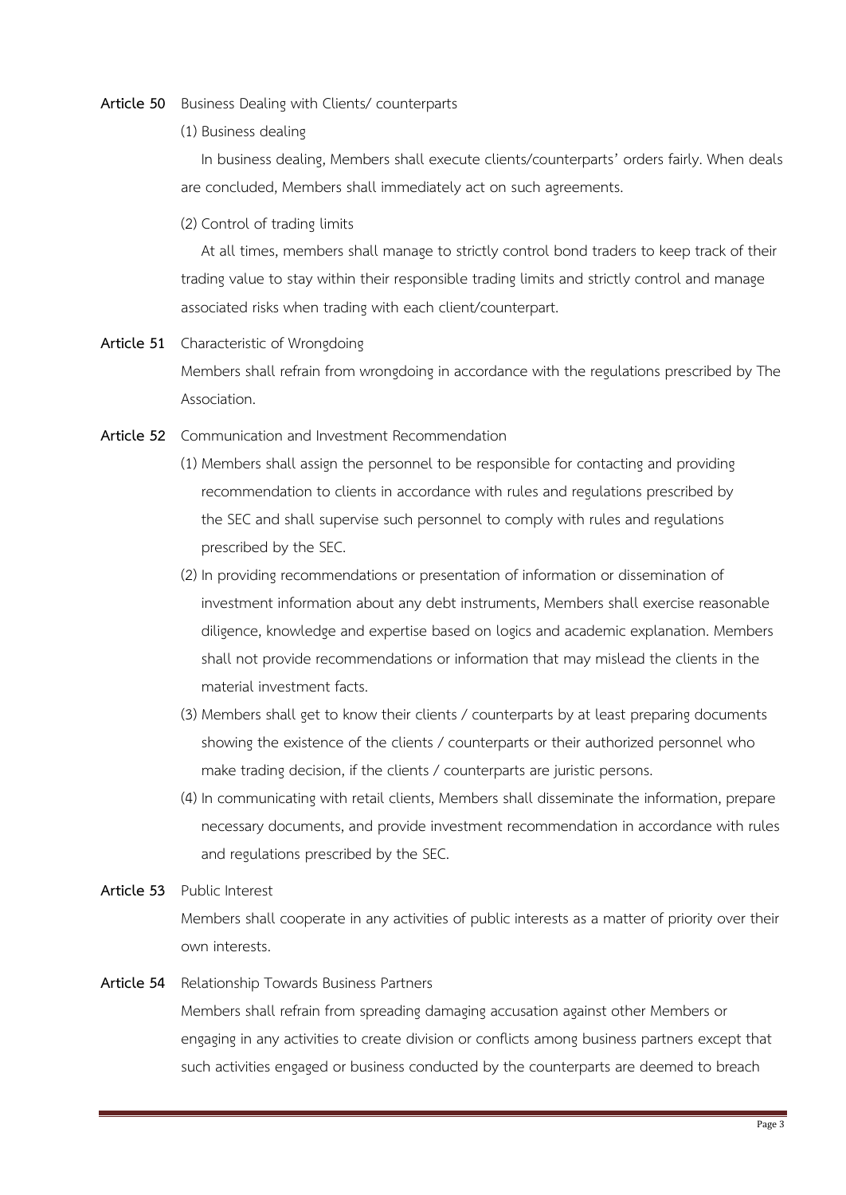**Article 50** Business Dealing with Clients/ counterparts

(1) Business dealing

In business dealing, Members shall execute clients/counterparts' orders fairly. When deals are concluded, Members shall immediately act on such agreements.

(2) Control of trading limits

At all times, members shall manage to strictly control bond traders to keep track of their trading value to stay within their responsible trading limits and strictly control and manage associated risks when trading with each client/counterpart.

**Article 51** Characteristic of Wrongdoing

Members shall refrain from wrongdoing in accordance with the regulations prescribed by The Association.

**Article 52** Communication and Investment Recommendation

(1) Members shall assign the personnel to be responsible for contacting and providing recommendation to clients in accordance with rules and regulations prescribed by the SEC and shall supervise such personnel to comply with rules and regulations prescribed by the SEC.

(2) In providing recommendations or presentation of information or dissemination of investment information about any debt instruments, Members shall exercise reasonable diligence, knowledge and expertise based on logics and academic explanation. Members shall not provide recommendations or information that may mislead the clients in the material investment facts.

(3) Members shall get to know their clients / counterparts by at least preparing documents showing the existence of the clients / counterparts or their authorized personnel who make trading decision, if the clients / counterparts are juristic persons.

(4) In communicating with retail clients, Members shall disseminate the information, prepare necessary documents, and provide investment recommendation in accordance with rules and regulations prescribed by the SEC.

**Article 53** Public Interest

Members shall cooperate in any activities of public interests as a matter of priority over their own interests.

**Article 54** Relationship Towards Business Partners

Members shall refrain from spreading damaging accusation against other Members or engaging in any activities to create division or conflicts among business partners except that such activities engaged or business conducted by the counterparts are deemed to breach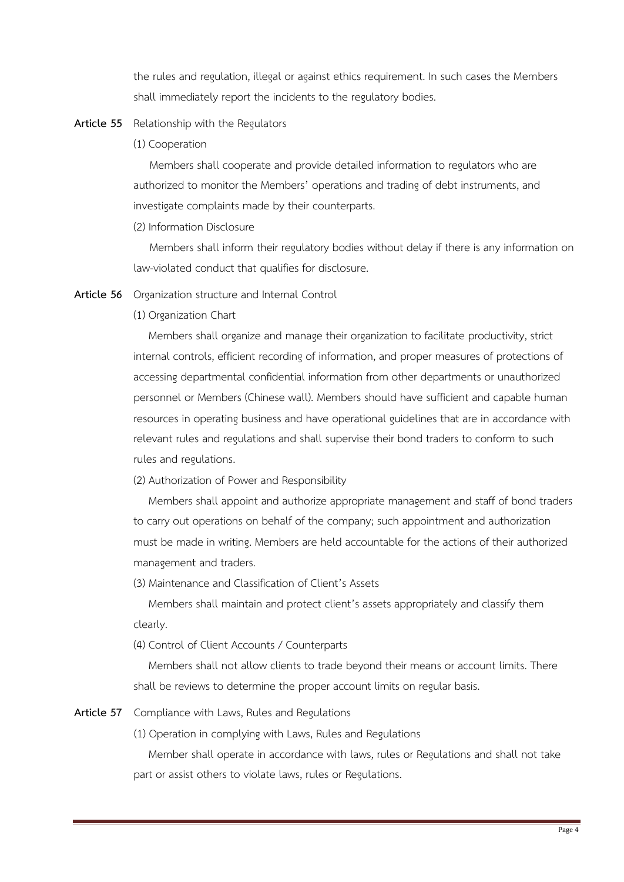the rules and regulation, illegal or against ethics requirement. In such cases the Members shall immediately report the incidents to the regulatory bodies.

**Article 55** Relationship with the Regulators

(1) Cooperation

Members shall cooperate and provide detailed information to regulators who are authorized to monitor the Members' operations and trading of debt instruments, and investigate complaints made by their counterparts.

(2) Information Disclosure

Members shall inform their regulatory bodies without delay if there is any information on law-violated conduct that qualifies for disclosure.

**Article 56** Organization structure and Internal Control

(1) Organization Chart

Members shall organize and manage their organization to facilitate productivity, strict internal controls, efficient recording of information, and proper measures of protections of accessing departmental confidential information from other departments or unauthorized personnel or Members (Chinese wall). Members should have sufficient and capable human resources in operating business and have operational guidelines that are in accordance with relevant rules and regulations and shall supervise their bond traders to conform to such rules and regulations.

(2) Authorization of Power and Responsibility

Members shall appoint and authorize appropriate management and staff of bond traders to carry out operations on behalf of the company; such appointment and authorization must be made in writing. Members are held accountable for the actions of their authorized management and traders.

(3) Maintenance and Classification of Client's Assets

Members shall maintain and protect client's assets appropriately and classify them clearly.

(4) Control of Client Accounts / Counterparts

Members shall not allow clients to trade beyond their means or account limits. There shall be reviews to determine the proper account limits on regular basis.

**Article 57** Compliance with Laws, Rules and Regulations

(1) Operation in complying with Laws, Rules and Regulations

Member shall operate in accordance with laws, rules or Regulations and shall not take part or assist others to violate laws, rules or Regulations.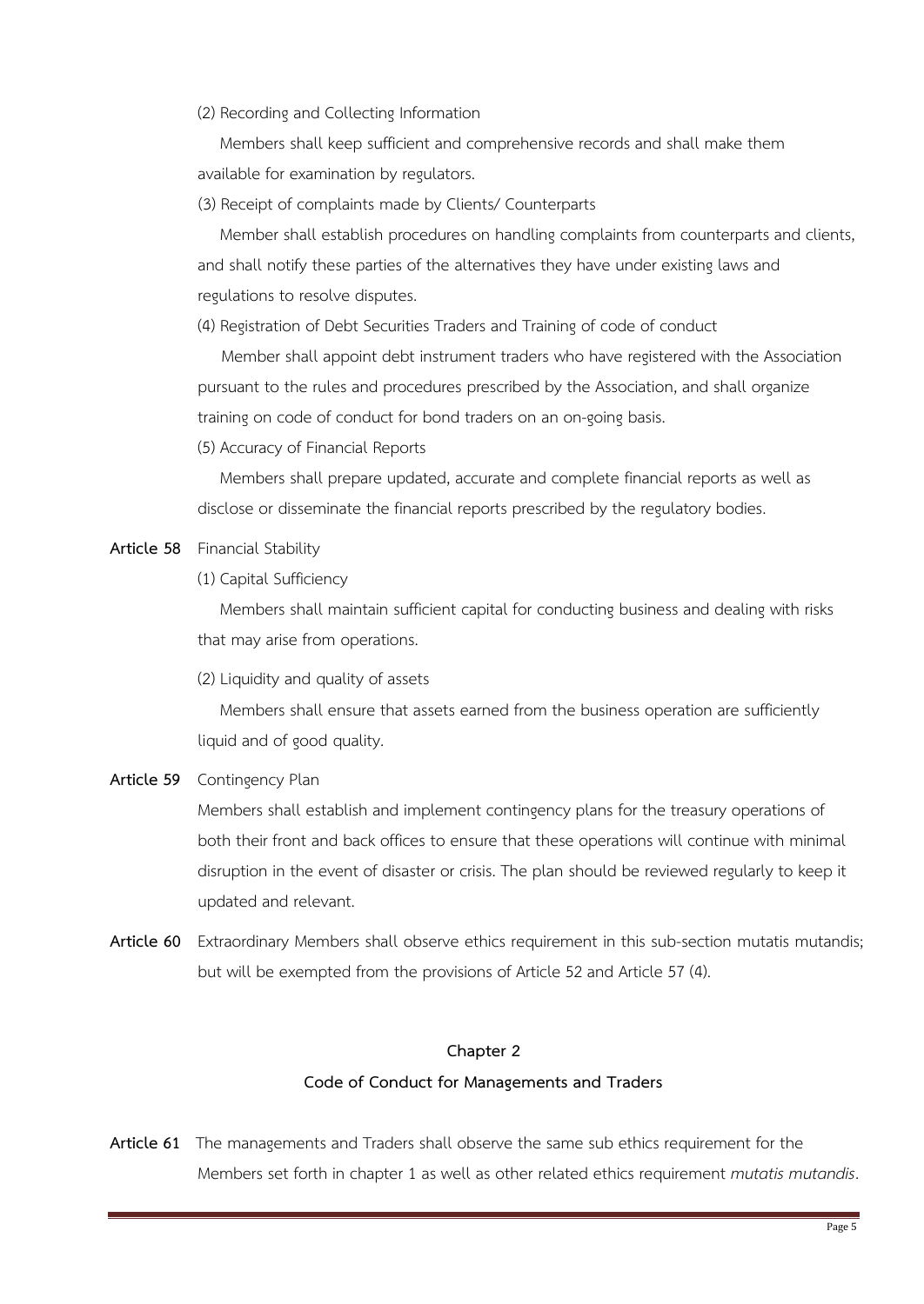(2) Recording and Collecting Information

Members shall keep sufficient and comprehensive records and shall make them available for examination by regulators.

(3) Receipt of complaints made by Clients/ Counterparts

Member shall establish procedures on handling complaints from counterparts and clients, and shall notify these parties of the alternatives they have under existing laws and regulations to resolve disputes.

(4) Registration of Debt Securities Traders and Training of code of conduct

Member shall appoint debt instrument traders who have registered with the Association pursuant to the rules and procedures prescribed by the Association, and shall organize training on code of conduct for bond traders on an on-going basis.

(5) Accuracy of Financial Reports

Members shall prepare updated, accurate and complete financial reports as well as disclose or disseminate the financial reports prescribed by the regulatory bodies.

**Article 58** Financial Stability

(1) Capital Sufficiency

Members shall maintain sufficient capital for conducting business and dealing with risks that may arise from operations.

(2) Liquidity and quality of assets

Members shall ensure that assets earned from the business operation are sufficiently liquid and of good quality.

**Article 59** Contingency Plan

Members shall establish and implement contingency plans for the treasury operations of both their front and back offices to ensure that these operations will continue with minimal disruption in the event of disaster or crisis. The plan should be reviewed regularly to keep it updated and relevant.

**Article 60** Extraordinary Members shall observe ethics requirement in this sub-section mutatis mutandis; but will be exempted from the provisions of Article 52 and Article 57 (4).

## Chapter 2

## Code of Conduct for Managements and Traders

**Article 61** The managements and Traders shall observe the same sub ethics requirement for the Members set forth in chapter 1 as well as other related ethics requirement *mutatis mutandis*.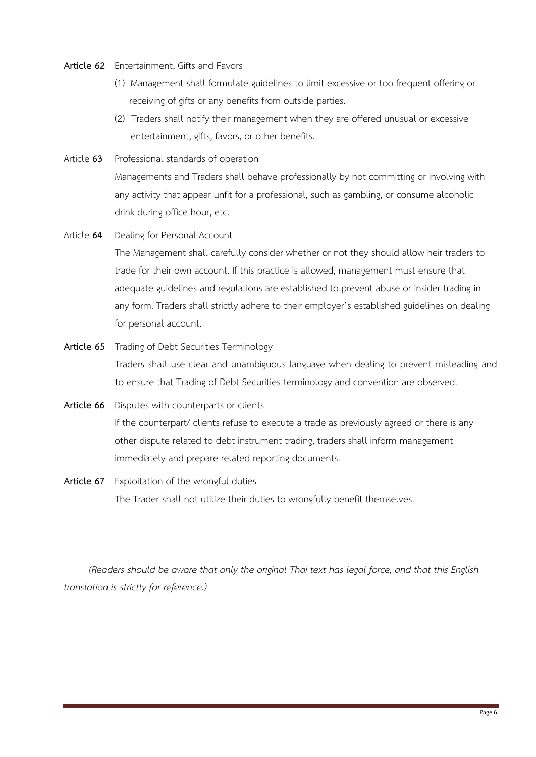**Article 62** Entertainment, Gifts and Favors

(1) Management shall formulate guidelines to limit excessive or too frequent offering or receiving of gifts or any benefits from outside parties.

(2) Traders shall notify their management when they are offered unusual or excessive entertainment, gifts, favors, or other benefits.

Article **63** Professional standards of operation

Managements and Traders shall behave professionally by not committing or involving with any activity that appear unfit for a professional, such as gambling, or consume alcoholic drink during office hour, etc.

Article **64** Dealing for Personal Account

The Management shall carefully consider whether or not they should allow heir traders to trade for their own account. If this practice is allowed, management must ensure that adequate guidelines and regulations are established to prevent abuse or insider trading in any form. Traders shall strictly adhere to their employer's established guidelines on dealing for personal account.

**Article 65** Trading of Debt Securities Terminology

Traders shall use clear and unambiguous language when dealing to prevent misleading and to ensure that Trading of Debt Securities terminology and convention are observed.

**Article 66** Disputes with counterparts or clients

If the counterpart/ clients refuse to execute a trade as previously agreed or there is any other dispute related to debt instrument trading, traders shall inform management immediately and prepare related reporting documents.

**Article 67** Exploitation of the wrongful duties

The Trader shall not utilize their duties to wrongfully benefit themselves.

*(Readers should be aware that only the original Thai text has legal force, and that this English translation is strictly for reference.)*